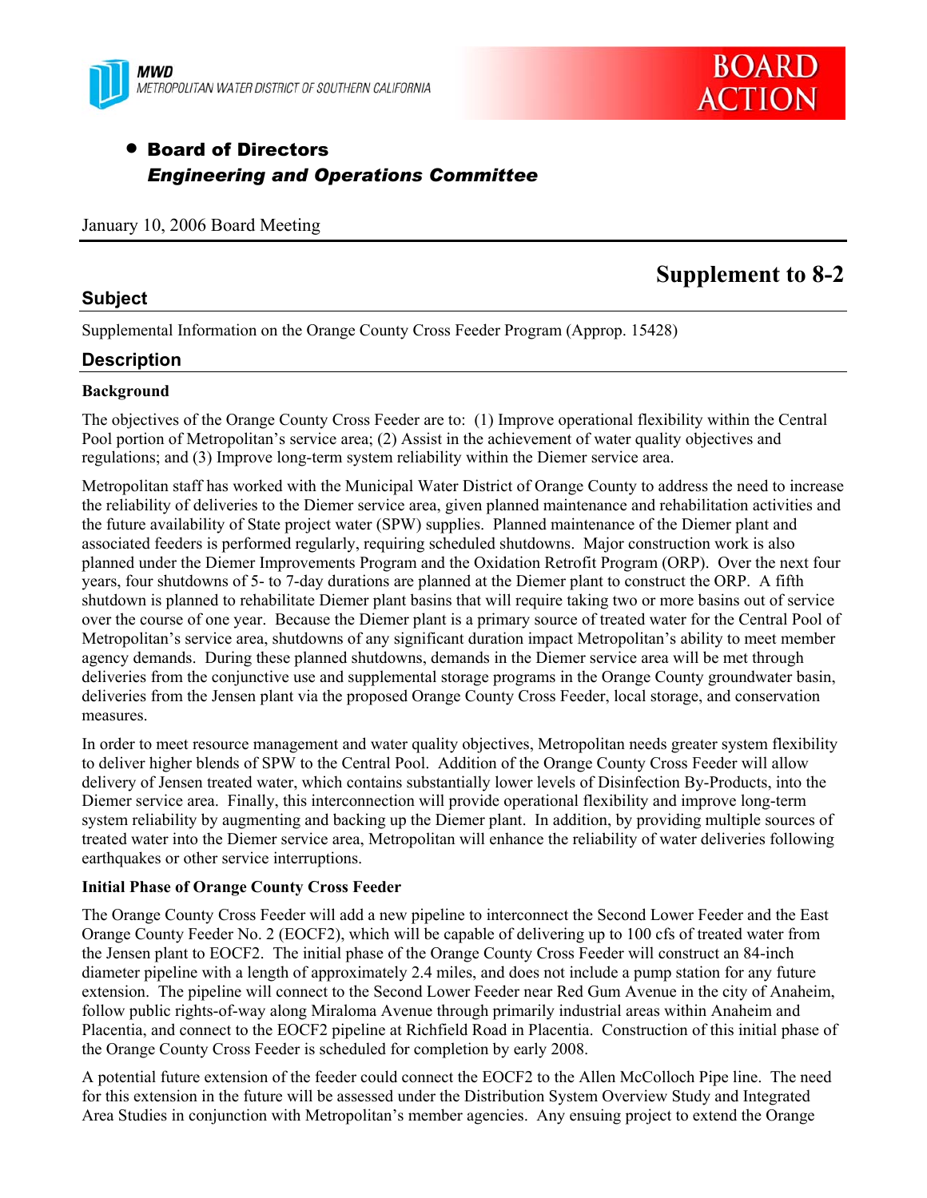MWD
METROPOLITAN WATER DISTRICT OF SOUTHERN CALIFORNIA

BOARD ACTION

- **Board of Directors**
  ***Engineering and Operations Committee***

January 10, 2006 Board Meeting

# Supplement to 8-2

## Subject

Supplemental Information on the Orange County Cross Feeder Program (Approp. 15428)

## Description

**Background**

The objectives of the Orange County Cross Feeder are to: (1) Improve operational flexibility within the Central Pool portion of Metropolitan's service area; (2) Assist in the achievement of water quality objectives and regulations; and (3) Improve long-term system reliability within the Diemer service area.

Metropolitan staff has worked with the Municipal Water District of Orange County to address the need to increase the reliability of deliveries to the Diemer service area, given planned maintenance and rehabilitation activities and the future availability of State project water (SPW) supplies. Planned maintenance of the Diemer plant and associated feeders is performed regularly, requiring scheduled shutdowns. Major construction work is also planned under the Diemer Improvements Program and the Oxidation Retrofit Program (ORP). Over the next four years, four shutdowns of 5- to 7-day durations are planned at the Diemer plant to construct the ORP. A fifth shutdown is planned to rehabilitate Diemer plant basins that will require taking two or more basins out of service over the course of one year. Because the Diemer plant is a primary source of treated water for the Central Pool of Metropolitan's service area, shutdowns of any significant duration impact Metropolitan's ability to meet member agency demands. During these planned shutdowns, demands in the Diemer service area will be met through deliveries from the conjunctive use and supplemental storage programs in the Orange County groundwater basin, deliveries from the Jensen plant via the proposed Orange County Cross Feeder, local storage, and conservation measures.

In order to meet resource management and water quality objectives, Metropolitan needs greater system flexibility to deliver higher blends of SPW to the Central Pool. Addition of the Orange County Cross Feeder will allow delivery of Jensen treated water, which contains substantially lower levels of Disinfection By-Products, into the Diemer service area. Finally, this interconnection will provide operational flexibility and improve long-term system reliability by augmenting and backing up the Diemer plant. In addition, by providing multiple sources of treated water into the Diemer service area, Metropolitan will enhance the reliability of water deliveries following earthquakes or other service interruptions.

**Initial Phase of Orange County Cross Feeder**

The Orange County Cross Feeder will add a new pipeline to interconnect the Second Lower Feeder and the East Orange County Feeder No. 2 (EOCF2), which will be capable of delivering up to 100 cfs of treated water from the Jensen plant to EOCF2. The initial phase of the Orange County Cross Feeder will construct an 84-inch diameter pipeline with a length of approximately 2.4 miles, and does not include a pump station for any future extension. The pipeline will connect to the Second Lower Feeder near Red Gum Avenue in the city of Anaheim, follow public rights-of-way along Miraloma Avenue through primarily industrial areas within Anaheim and Placentia, and connect to the EOCF2 pipeline at Richfield Road in Placentia. Construction of this initial phase of the Orange County Cross Feeder is scheduled for completion by early 2008.

A potential future extension of the feeder could connect the EOCF2 to the Allen McColloch Pipe line. The need for this extension in the future will be assessed under the Distribution System Overview Study and Integrated Area Studies in conjunction with Metropolitan's member agencies. Any ensuing project to extend the Orange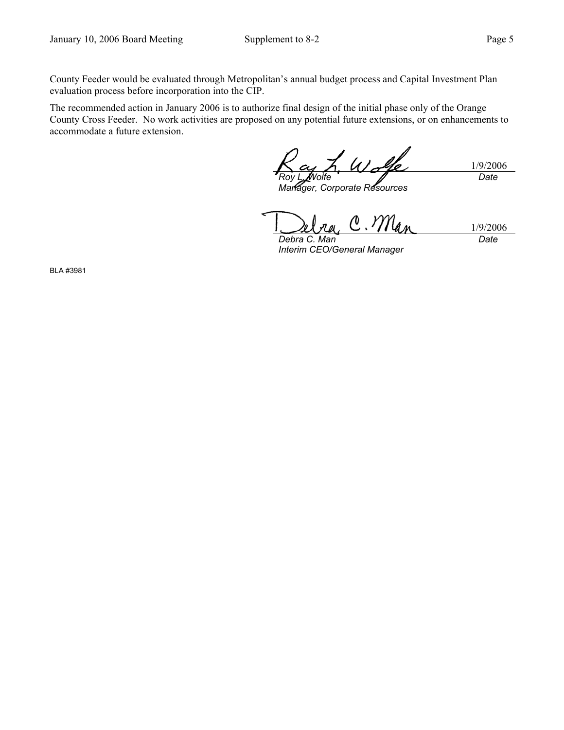County Feeder would be evaluated through Metropolitan's annual budget process and Capital Investment Plan evaluation process before incorporation into the CIP.

The recommended action in January 2006 is to authorize final design of the initial phase only of the Orange County Cross Feeder. No work activities are proposed on any potential future extensions, or on enhancements to accommodate a future extension.

| | |
|---|---|
| *Roy L. Wolfe* | 1/9/2006 |
| *Manager, Corporate Resources* | *Date* |

| | |
|---|---|
| *Debra C. Man* | 1/9/2006 |
| *Interim CEO/General Manager* | *Date* |

BLA #3981